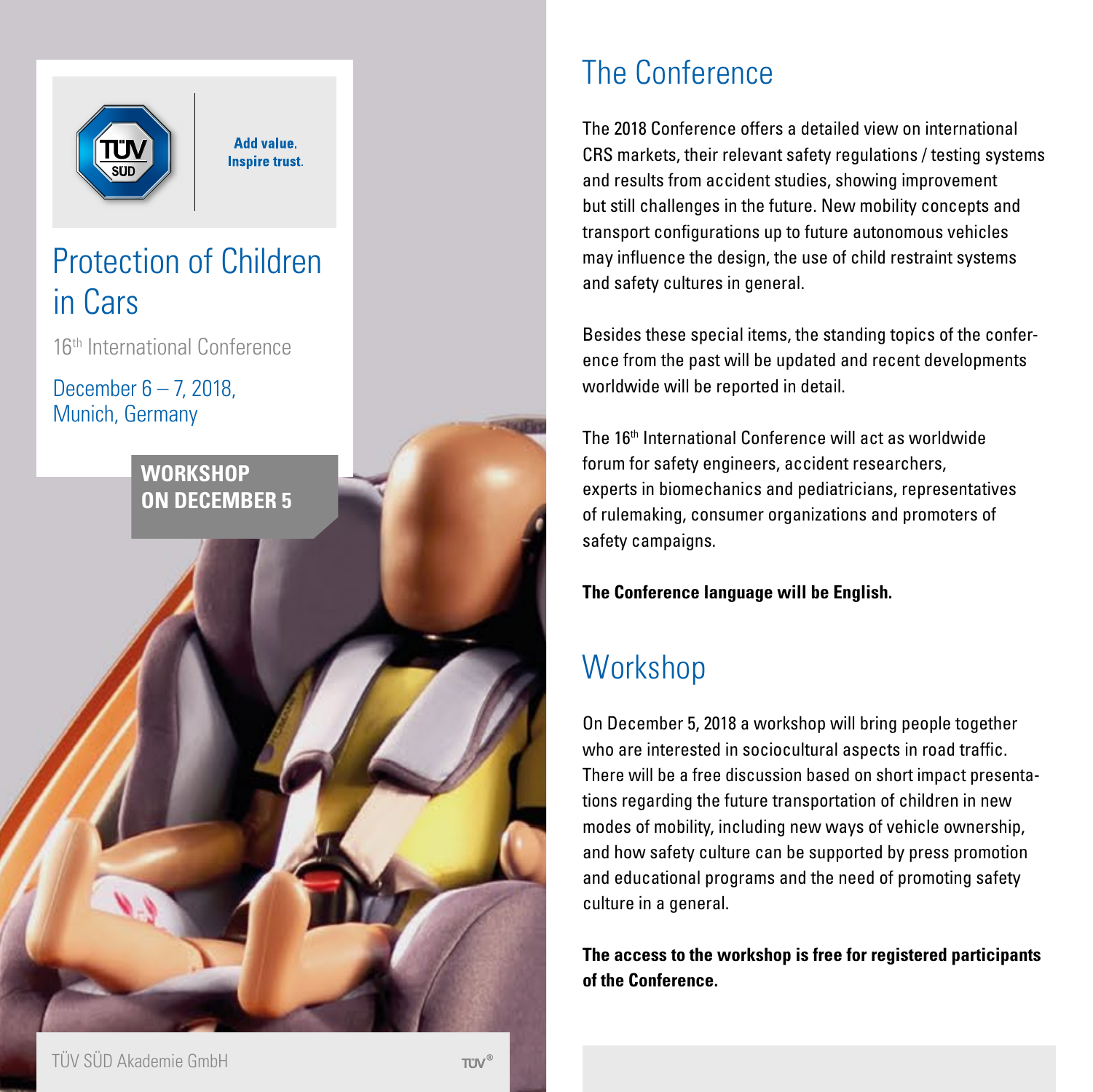Add value.
Inspire trust.

# Protection of Children in Cars

16th International Conference

December 6 – 7, 2018,
Munich, Germany

**WORKSHOP ON DECEMBER 5**

TÜV SÜD Akademie GmbH

## The Conference

The 2018 Conference offers a detailed view on international CRS markets, their relevant safety regulations / testing systems and results from accident studies, showing improvement but still challenges in the future. New mobility concepts and transport configurations up to future autonomous vehicles may influence the design, the use of child restraint systems and safety cultures in general.

Besides these special items, the standing topics of the conference from the past will be updated and recent developments worldwide will be reported in detail.

The 16th International Conference will act as worldwide forum for safety engineers, accident researchers, experts in biomechanics and pediatricians, representatives of rulemaking, consumer organizations and promoters of safety campaigns.

**The Conference language will be English.**

## Workshop

On December 5, 2018 a workshop will bring people together who are interested in sociocultural aspects in road traffic. There will be a free discussion based on short impact presentations regarding the future transportation of children in new modes of mobility, including new ways of vehicle ownership, and how safety culture can be supported by press promotion and educational programs and the need of promoting safety culture in a general.

**The access to the workshop is free for registered participants of the Conference.**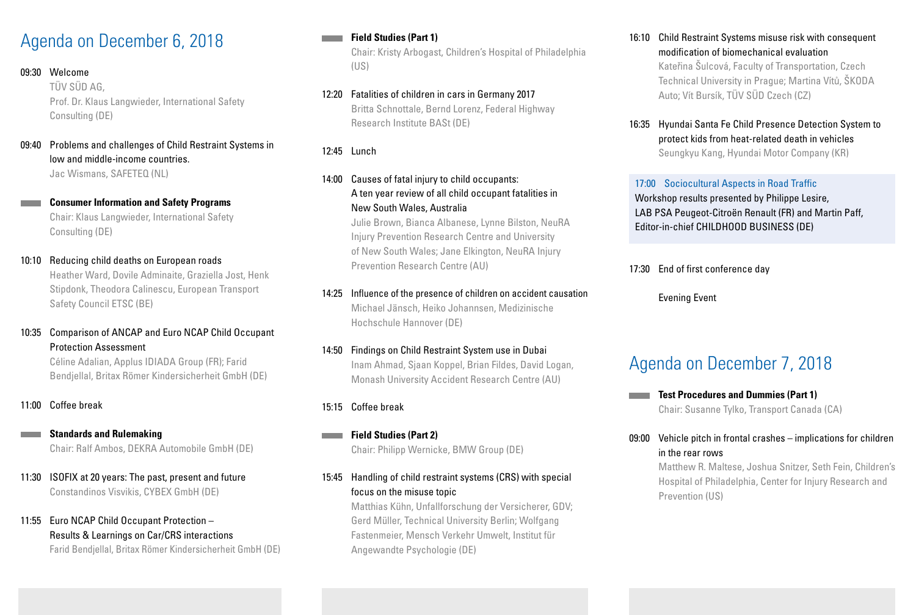## Agenda on December 6, 2018

09:30 Welcome
TÜV SÜD AG,
Prof. Dr. Klaus Langwieder, International Safety Consulting (DE)

09:40 Problems and challenges of Child Restraint Systems in low and middle-income countries.
Jac Wismans, SAFETEQ (NL)

**Consumer Information and Safety Programs**
Chair: Klaus Langwieder, International Safety Consulting (DE)

10:10 Reducing child deaths on European roads
Heather Ward, Dovile Adminaite, Graziella Jost, Henk Stipdonk, Theodora Calinescu, European Transport Safety Council ETSC (BE)

10:35 Comparison of ANCAP and Euro NCAP Child Occupant Protection Assessment
Céline Adalian, Applus IDIADA Group (FR); Farid Bendjellal, Britax Römer Kindersicherheit GmbH (DE)

11:00 Coffee break

**Standards and Rulemaking**
Chair: Ralf Ambos, DEKRA Automobile GmbH (DE)

11:30 ISOFIX at 20 years: The past, present and future
Constandinos Visvikis, CYBEX GmbH (DE)

11:55 Euro NCAP Child Occupant Protection – Results & Learnings on Car/CRS interactions
Farid Bendjellal, Britax Römer Kindersicherheit GmbH (DE)

**Field Studies (Part 1)**
Chair: Kristy Arbogast, Children's Hospital of Philadelphia (US)

12:20 Fatalities of children in cars in Germany 2017
Britta Schnottale, Bernd Lorenz, Federal Highway Research Institute BASt (DE)

12:45 Lunch

14:00 Causes of fatal injury to child occupants: A ten year review of all child occupant fatalities in New South Wales, Australia
Julie Brown, Bianca Albanese, Lynne Bilston, NeuRA Injury Prevention Research Centre and University of New South Wales; Jane Elkington, NeuRA Injury Prevention Research Centre (AU)

14:25 Influence of the presence of children on accident causation
Michael Jänsch, Heiko Johannsen, Medizinische Hochschule Hannover (DE)

14:50 Findings on Child Restraint System use in Dubai
Inam Ahmad, Sjaan Koppel, Brian Fildes, David Logan, Monash University Accident Research Centre (AU)

15:15 Coffee break

**Field Studies (Part 2)**
Chair: Philipp Wernicke, BMW Group (DE)

15:45 Handling of child restraint systems (CRS) with special focus on the misuse topic
Matthias Kühn, Unfallforschung der Versicherer, GDV; Gerd Müller, Technical University Berlin; Wolfgang Fastenmeier, Mensch Verkehr Umwelt, Institut für Angewandte Psychologie (DE)

16:10 Child Restraint Systems misuse risk with consequent modification of biomechanical evaluation
Kateřina Šulcová, Faculty of Transportation, Czech Technical University in Prague; Martina Vítů, ŠKODA Auto; Vít Bursík, TÜV SÜD Czech (CZ)

16:35 Hyundai Santa Fe Child Presence Detection System to protect kids from heat-related death in vehicles
Seungkyu Kang, Hyundai Motor Company (KR)

17:00 Sociocultural Aspects in Road Traffic
Workshop results presented by Philippe Lesire, LAB PSA Peugeot-Citroën Renault (FR) and Martin Paff, Editor-in-chief CHILDHOOD BUSINESS (DE)

17:30 End of first conference day

Evening Event

## Agenda on December 7, 2018

**Test Procedures and Dummies (Part 1)**
Chair: Susanne Tylko, Transport Canada (CA)

09:00 Vehicle pitch in frontal crashes – implications for children in the rear rows
Matthew R. Maltese, Joshua Snitzer, Seth Fein, Children's Hospital of Philadelphia, Center for Injury Research and Prevention (US)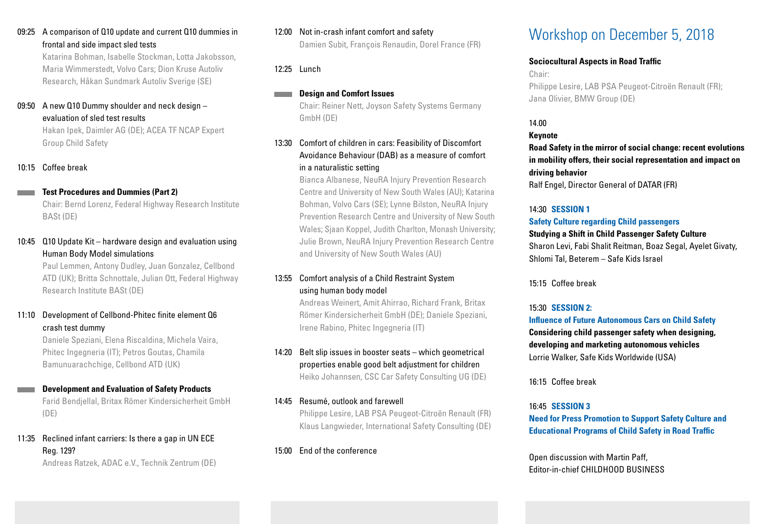09:25 A comparison of Q10 update and current Q10 dummies in frontal and side impact sled tests
Katarina Bohman, Isabelle Stockman, Lotta Jakobsson, Maria Wimmerstedt, Volvo Cars; Dion Kruse Autoliv Research, Håkan Sundmark Autoliv Sverige (SE)

09:50 A new Q10 Dummy shoulder and neck design – evaluation of sled test results
Hakan Ipek, Daimler AG (DE); ACEA TF NCAP Expert Group Child Safety

10:15 Coffee break

### Test Procedures and Dummies (Part 2)

Chair: Bernd Lorenz, Federal Highway Research Institute BASt (DE)

10:45 Q10 Update Kit – hardware design and evaluation using Human Body Model simulations
Paul Lemmen, Antony Dudley, Juan Gonzalez, Cellbond ATD (UK); Britta Schnottale, Julian Ott, Federal Highway Research Institute BASt (DE)

11:10 Development of Cellbond-Phitec finite element Q6 crash test dummy
Daniele Speziani, Elena Riscaldina, Michela Vaira, Phitec Ingegneria (IT); Petros Goutas, Chamila Bamunuarachchige, Cellbond ATD (UK)

### Development and Evaluation of Safety Products

Farid Bendjellal, Britax Römer Kindersicherheit GmbH (DE)

11:35 Reclined infant carriers: Is there a gap in UN ECE Reg. 129?
Andreas Ratzek, ADAC e.V., Technik Zentrum (DE)

12:00 Not in-crash infant comfort and safety
Damien Subit, François Renaudin, Dorel France (FR)

12:25 Lunch

### Design and Comfort Issues

Chair: Reiner Nett, Joyson Safety Systems Germany GmbH (DE)

13:30 Comfort of children in cars: Feasibility of Discomfort Avoidance Behaviour (DAB) as a measure of comfort in a naturalistic setting
Bianca Albanese, NeuRA Injury Prevention Research Centre and University of New South Wales (AU); Katarina Bohman, Volvo Cars (SE); Lynne Bilston, NeuRA Injury Prevention Research Centre and University of New South Wales; Sjaan Koppel, Judith Charlton, Monash University; Julie Brown, NeuRA Injury Prevention Research Centre and University of New South Wales (AU)

13:55 Comfort analysis of a Child Restraint System using human body model
Andreas Weinert, Amit Ahirrao, Richard Frank, Britax Römer Kindersicherheit GmbH (DE); Daniele Speziani, Irene Rabino, Phitec Ingegneria (IT)

14:20 Belt slip issues in booster seats – which geometrical properties enable good belt adjustment for children
Heiko Johannsen, CSC Car Safety Consulting UG (DE)

14:45 Resumé, outlook and farewell
Philippe Lesire, LAB PSA Peugeot-Citroën Renault (FR)
Klaus Langwieder, International Safety Consulting (DE)

15:00 End of the conference

## Workshop on December 5, 2018

**Sociocultural Aspects in Road Traffic**

Chair:
Philippe Lesire, LAB PSA Peugeot-Citroën Renault (FR); Jana Olivier, BMW Group (DE)

14.00
**Keynote**
**Road Safety in the mirror of social change: recent evolutions in mobility offers, their social representation and impact on driving behavior**
Ralf Engel, Director General of DATAR (FR)

14:30 **SESSION 1**
**Safety Culture regarding Child passengers**
**Studying a Shift in Child Passenger Safety Culture**
Sharon Levi, Fabi Shalit Reitman, Boaz Segal, Ayelet Givaty, Shlomi Tal, Beterem – Safe Kids Israel

15:15 Coffee break

15:30 **SESSION 2:**
**Influence of Future Autonomous Cars on Child Safety**
**Considering child passenger safety when designing, developing and marketing autonomous vehicles**
Lorrie Walker, Safe Kids Worldwide (USA)

16:15 Coffee break

16:45 **SESSION 3**
**Need for Press Promotion to Support Safety Culture and Educational Programs of Child Safety in Road Traffic**

Open discussion with Martin Paff,
Editor-in-chief CHILDHOOD BUSINESS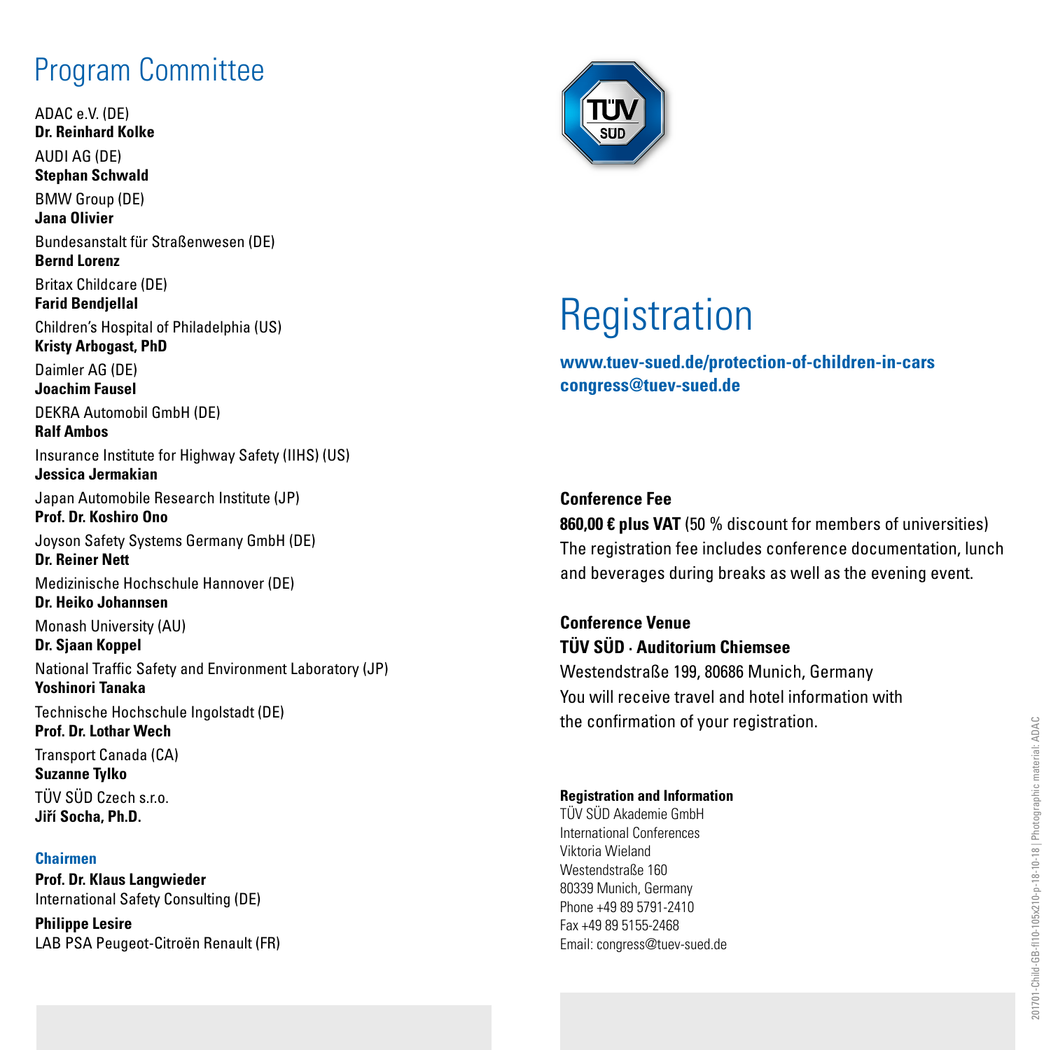## Program Committee

ADAC e.V. (DE)
**Dr. Reinhard Kolke**

AUDI AG (DE)
**Stephan Schwald**

BMW Group (DE)
**Jana Olivier**

Bundesanstalt für Straßenwesen (DE)
**Bernd Lorenz**

Britax Childcare (DE)
**Farid Bendjellal**

Children's Hospital of Philadelphia (US)
**Kristy Arbogast, PhD**

Daimler AG (DE)
**Joachim Fausel**

DEKRA Automobil GmbH (DE)
**Ralf Ambos**

Insurance Institute for Highway Safety (IIHS) (US)
**Jessica Jermakian**

Japan Automobile Research Institute (JP)
**Prof. Dr. Koshiro Ono**

Joyson Safety Systems Germany GmbH (DE)
**Dr. Reiner Nett**

Medizinische Hochschule Hannover (DE)
**Dr. Heiko Johannsen**

Monash University (AU)
**Dr. Sjaan Koppel**

National Traffic Safety and Environment Laboratory (JP)
**Yoshinori Tanaka**

Technische Hochschule Ingolstadt (DE)
**Prof. Dr. Lothar Wech**

Transport Canada (CA)
**Suzanne Tylko**

TÜV SÜD Czech s.r.o.
**Jiří Socha, Ph.D.**

### Chairmen

**Prof. Dr. Klaus Langwieder**
International Safety Consulting (DE)

**Philippe Lesire**
LAB PSA Peugeot-Citroën Renault (FR)

# Registration

**www.tuev-sued.de/protection-of-children-in-cars**
**congress@tuev-sued.de**

### Conference Fee

**860,00 € plus VAT** (50 % discount for members of universities)
The registration fee includes conference documentation, lunch and beverages during breaks as well as the evening event.

### Conference Venue

**TÜV SÜD · Auditorium Chiemsee**
Westendstraße 199, 80686 Munich, Germany
You will receive travel and hotel information with the confirmation of your registration.

**Registration and Information**
TÜV SÜD Akademie GmbH
International Conferences
Viktoria Wieland
Westendstraße 160
80339 Munich, Germany
Phone +49 89 5791-2410
Fax +49 89 5155-2468
Email: congress@tuev-sued.de

201701-Child-GB-fl10-105x210-p-18-10-18 | Photographic material: ADAC